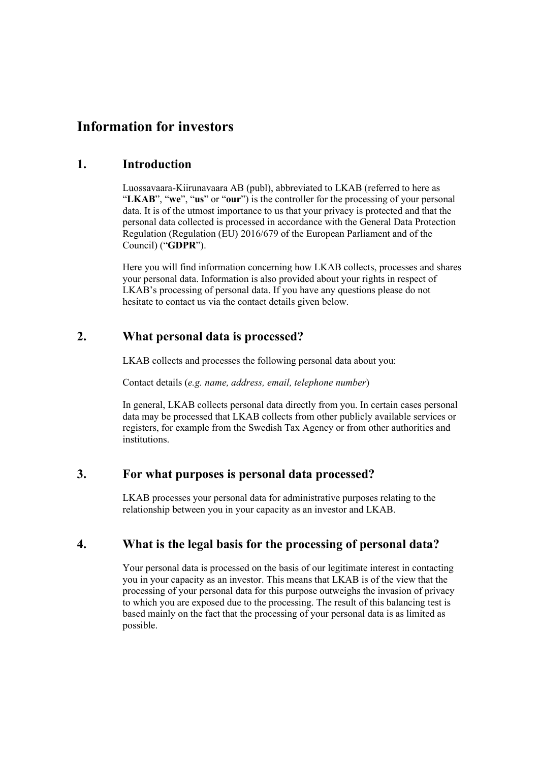# Information for investors

## 1. Introduction

Luossavaara-Kiirunavaara AB (publ), abbreviated to LKAB (referred to here as "**LKAB**", "**we**", "**us**" or "**our**") is the controller for the processing of your personal data. It is of the utmost importance to us that your privacy is protected and that the personal data collected is processed in accordance with the General Data Protection Regulation (Regulation (EU) 2016/679 of the European Parliament and of the Council) ("**GDPR**").

Here you will find information concerning how LKAB collects, processes and shares your personal data. Information is also provided about your rights in respect of LKAB's processing of personal data. If you have any questions please do not hesitate to contact us via the contact details given below.

## 2. What personal data is processed?

LKAB collects and processes the following personal data about you:

Contact details (*e.g. name, address, email, telephone number*)

In general, LKAB collects personal data directly from you. In certain cases personal data may be processed that LKAB collects from other publicly available services or registers, for example from the Swedish Tax Agency or from other authorities and institutions.

## 3. For what purposes is personal data processed?

LKAB processes your personal data for administrative purposes relating to the relationship between you in your capacity as an investor and LKAB.

## 4. What is the legal basis for the processing of personal data?

Your personal data is processed on the basis of our legitimate interest in contacting you in your capacity as an investor. This means that LKAB is of the view that the processing of your personal data for this purpose outweighs the invasion of privacy to which you are exposed due to the processing. The result of this balancing test is based mainly on the fact that the processing of your personal data is as limited as possible.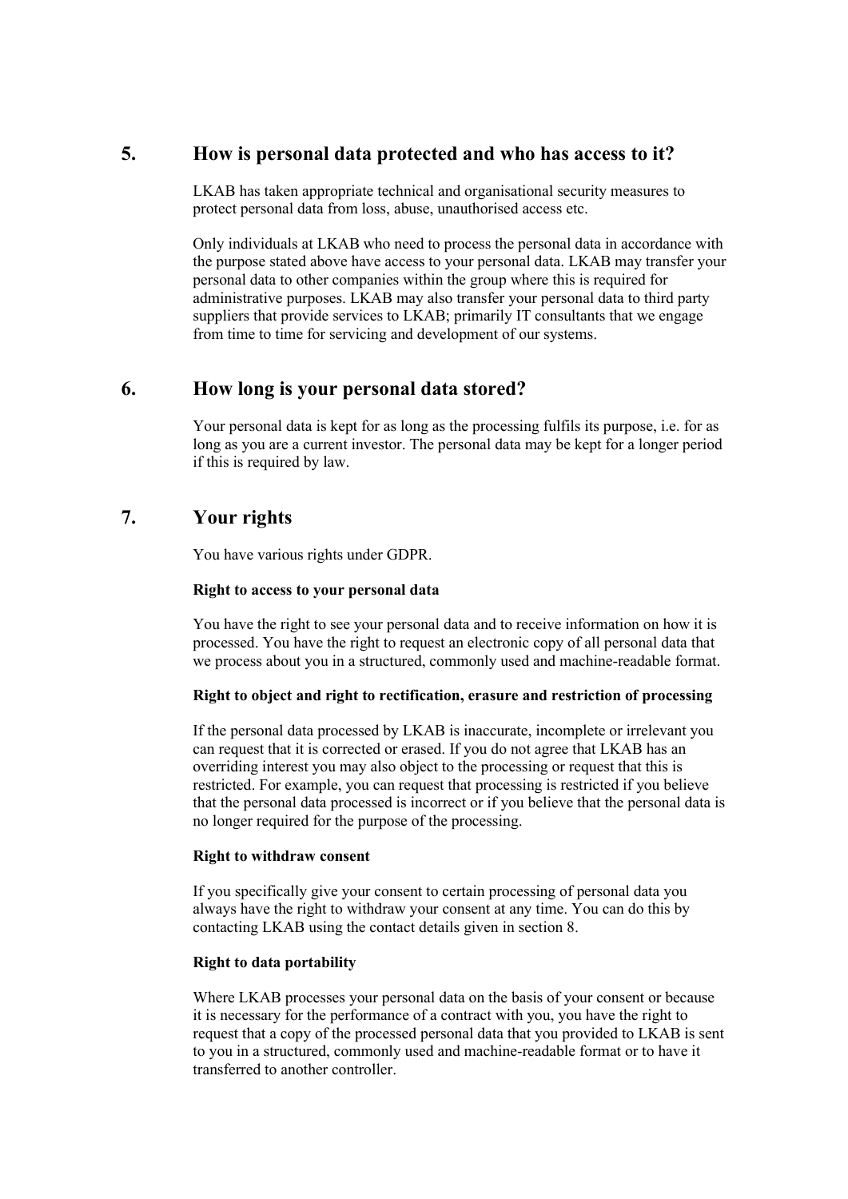## 5. How is personal data protected and who has access to it?

LKAB has taken appropriate technical and organisational security measures to protect personal data from loss, abuse, unauthorised access etc.

Only individuals at LKAB who need to process the personal data in accordance with the purpose stated above have access to your personal data. LKAB may transfer your personal data to other companies within the group where this is required for administrative purposes. LKAB may also transfer your personal data to third party suppliers that provide services to LKAB; primarily IT consultants that we engage from time to time for servicing and development of our systems.

## 6. How long is your personal data stored?

Your personal data is kept for as long as the processing fulfils its purpose, i.e. for as long as you are a current investor. The personal data may be kept for a longer period if this is required by law.

## 7. Your rights

You have various rights under GDPR.

**Right to access to your personal data**

You have the right to see your personal data and to receive information on how it is processed. You have the right to request an electronic copy of all personal data that we process about you in a structured, commonly used and machine-readable format.

**Right to object and right to rectification, erasure and restriction of processing**

If the personal data processed by LKAB is inaccurate, incomplete or irrelevant you can request that it is corrected or erased. If you do not agree that LKAB has an overriding interest you may also object to the processing or request that this is restricted. For example, you can request that processing is restricted if you believe that the personal data processed is incorrect or if you believe that the personal data is no longer required for the purpose of the processing.

**Right to withdraw consent**

If you specifically give your consent to certain processing of personal data you always have the right to withdraw your consent at any time. You can do this by contacting LKAB using the contact details given in section 8.

**Right to data portability**

Where LKAB processes your personal data on the basis of your consent or because it is necessary for the performance of a contract with you, you have the right to request that a copy of the processed personal data that you provided to LKAB is sent to you in a structured, commonly used and machine-readable format or to have it transferred to another controller.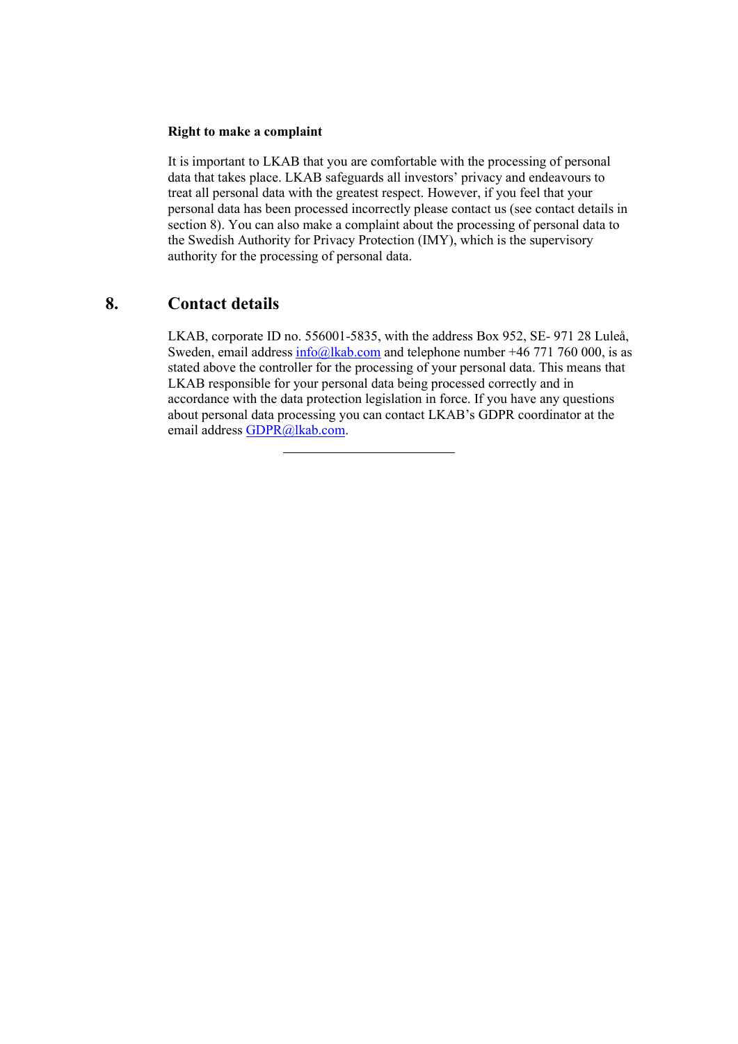**Right to make a complaint**

It is important to LKAB that you are comfortable with the processing of personal data that takes place. LKAB safeguards all investors' privacy and endeavours to treat all personal data with the greatest respect. However, if you feel that your personal data has been processed incorrectly please contact us (see contact details in section 8). You can also make a complaint about the processing of personal data to the Swedish Authority for Privacy Protection (IMY), which is the supervisory authority for the processing of personal data.

## 8. Contact details

LKAB, corporate ID no. 556001-5835, with the address Box 952, SE- 971 28 Luleå, Sweden, email address info@lkab.com and telephone number +46 771 760 000, is as stated above the controller for the processing of your personal data. This means that LKAB responsible for your personal data being processed correctly and in accordance with the data protection legislation in force. If you have any questions about personal data processing you can contact LKAB's GDPR coordinator at the email address GDPR@lkab.com.

---